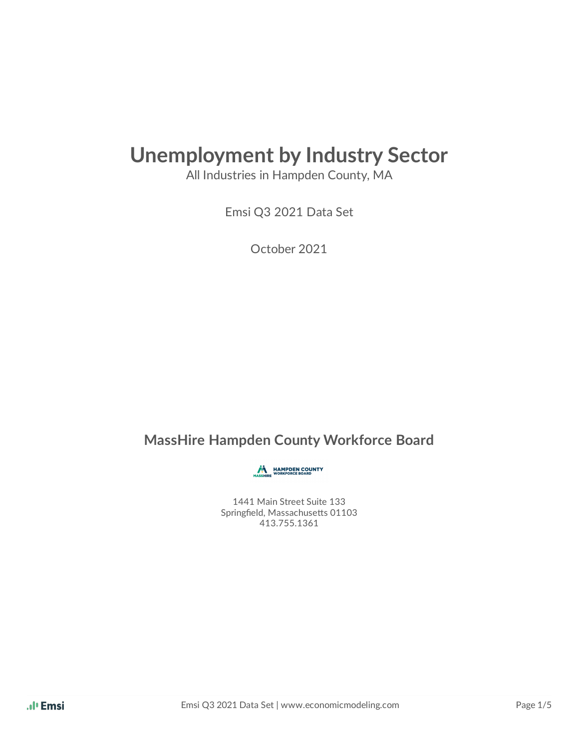# Unemployment by Industry Sector

All Industries in Hampden County, MA

Emsi Q3 2021 Data Set

October 2021

## MassHire Hampden County Workforce Board

1441 Main Street Suite 133
Springfield, Massachusetts 01103
413.755.1361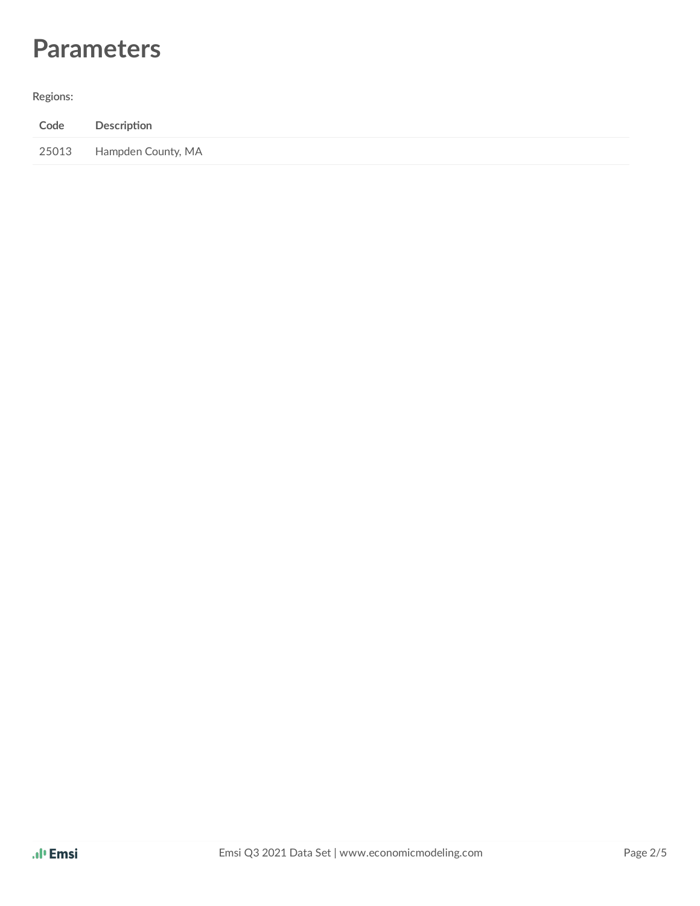# Parameters

Regions:

| Code | Description |
| --- | --- |
| 25013 | Hampden County, MA |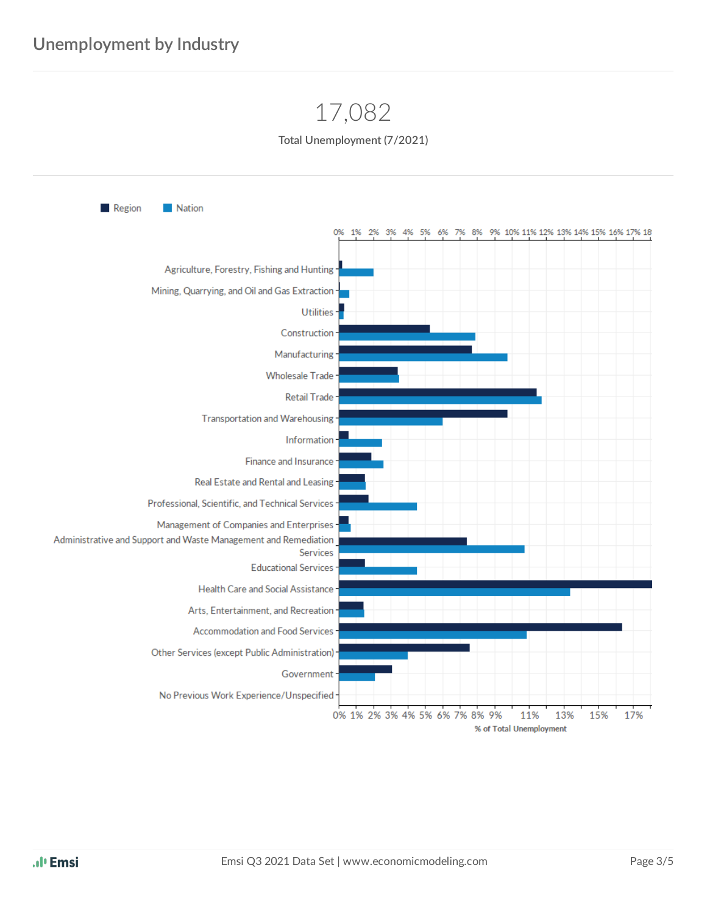## Unemployment by Industry

17,082

Total Unemployment (7/2021)

Region | Nation

Agriculture, Forestry, Fishing and Hunting
Mining, Quarrying, and Oil and Gas Extraction
Utilities
Construction
Manufacturing
Wholesale Trade
Retail Trade
Transportation and Warehousing
Information
Finance and Insurance
Real Estate and Rental and Leasing
Professional, Scientific, and Technical Services
Management of Companies and Enterprises
Administrative and Support and Waste Management and Remediation Services
Educational Services
Health Care and Social Assistance
Arts, Entertainment, and Recreation
Accommodation and Food Services
Other Services (except Public Administration)
Government
No Previous Work Experience/Unspecified

0% 1% 2% 3% 4% 5% 6% 7% 8% 9% 11% 13% 15% 17%

% of Total Unemployment

Emsi Q3 2021 Data Set | www.economicmodeling.com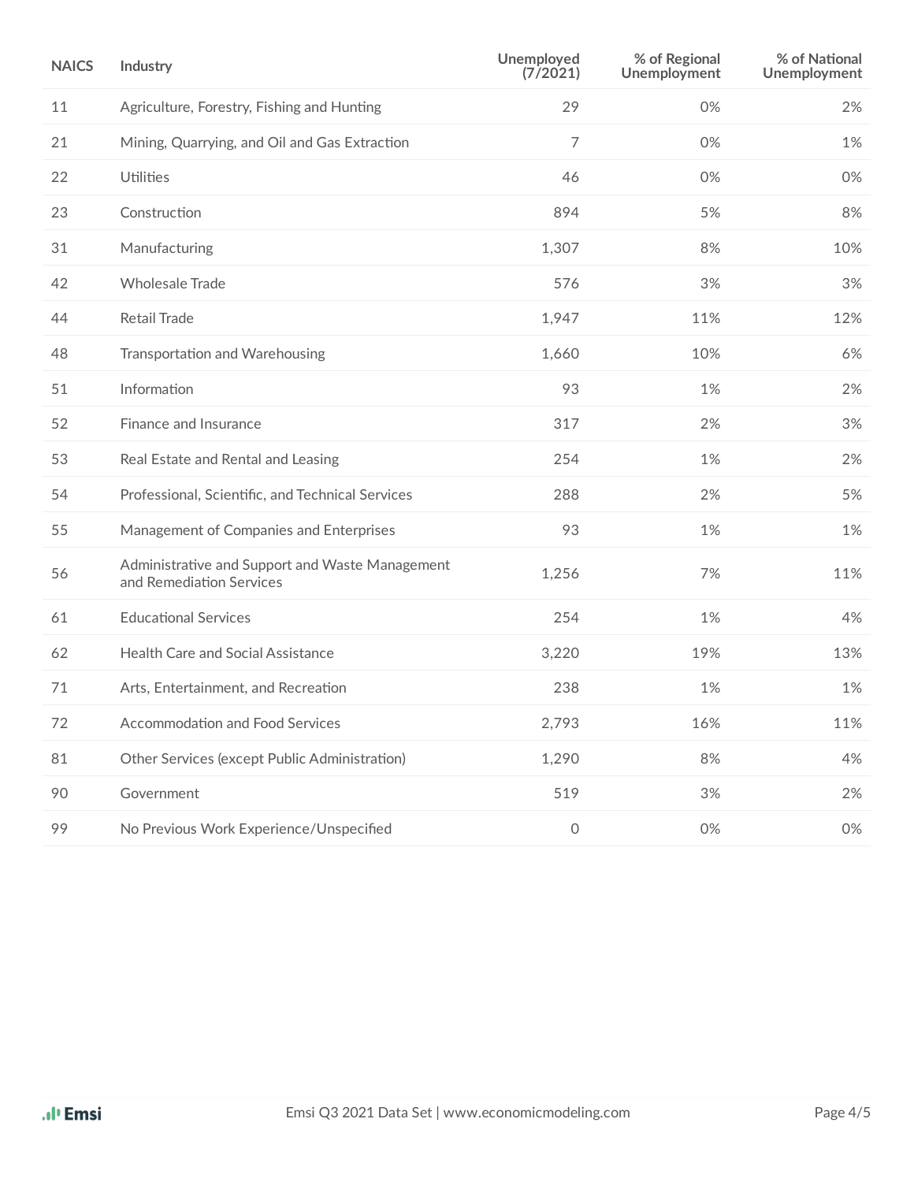| NAICS | Industry | Unemployed (7/2021) | % of Regional Unemployment | % of National Unemployment |
|---|---|---|---|---|
| 11 | Agriculture, Forestry, Fishing and Hunting | 29 | 0% | 2% |
| 21 | Mining, Quarrying, and Oil and Gas Extraction | 7 | 0% | 1% |
| 22 | Utilities | 46 | 0% | 0% |
| 23 | Construction | 894 | 5% | 8% |
| 31 | Manufacturing | 1,307 | 8% | 10% |
| 42 | Wholesale Trade | 576 | 3% | 3% |
| 44 | Retail Trade | 1,947 | 11% | 12% |
| 48 | Transportation and Warehousing | 1,660 | 10% | 6% |
| 51 | Information | 93 | 1% | 2% |
| 52 | Finance and Insurance | 317 | 2% | 3% |
| 53 | Real Estate and Rental and Leasing | 254 | 1% | 2% |
| 54 | Professional, Scientific, and Technical Services | 288 | 2% | 5% |
| 55 | Management of Companies and Enterprises | 93 | 1% | 1% |
| 56 | Administrative and Support and Waste Management and Remediation Services | 1,256 | 7% | 11% |
| 61 | Educational Services | 254 | 1% | 4% |
| 62 | Health Care and Social Assistance | 3,220 | 19% | 13% |
| 71 | Arts, Entertainment, and Recreation | 238 | 1% | 1% |
| 72 | Accommodation and Food Services | 2,793 | 16% | 11% |
| 81 | Other Services (except Public Administration) | 1,290 | 8% | 4% |
| 90 | Government | 519 | 3% | 2% |
| 99 | No Previous Work Experience/Unspecified | 0 | 0% | 0% |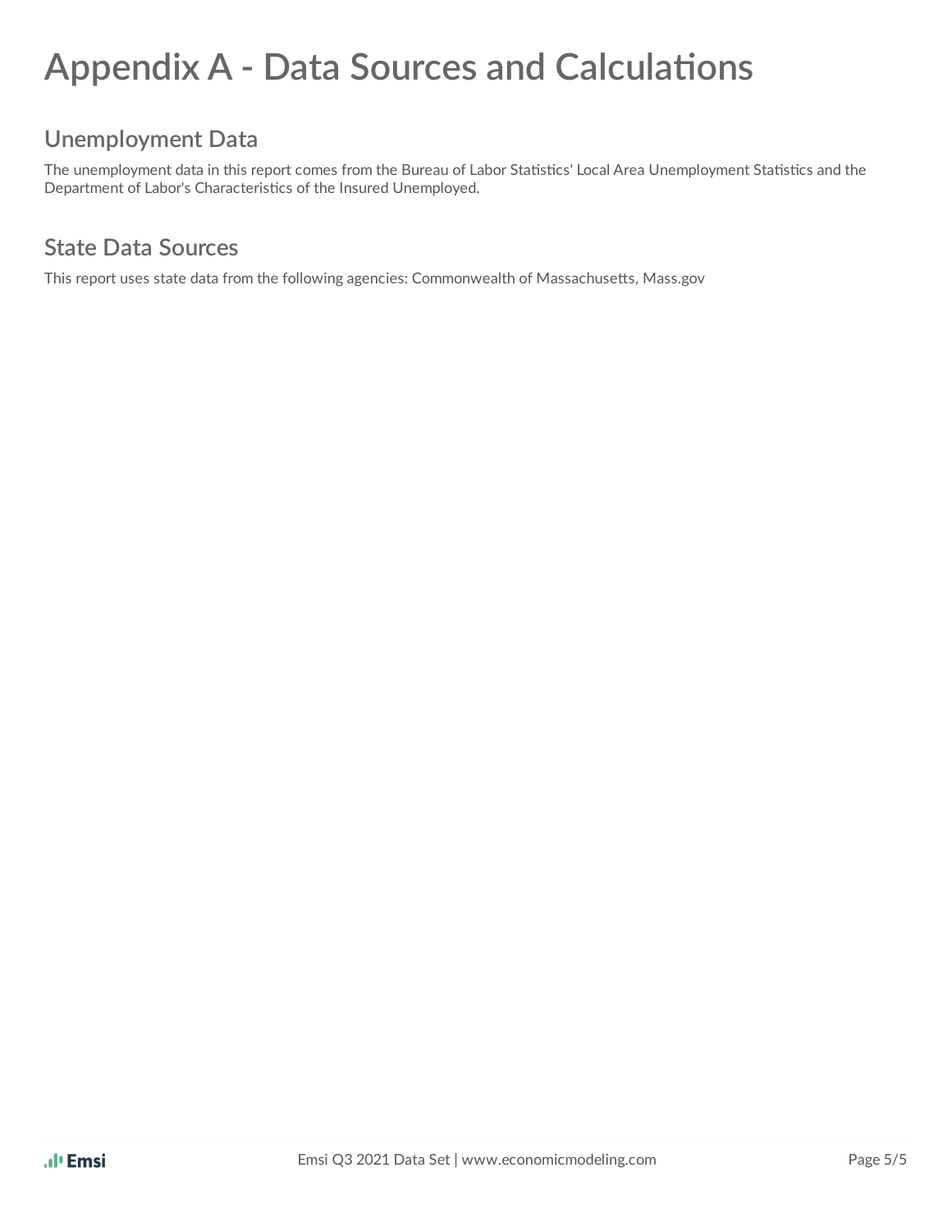# Appendix A - Data Sources and Calculations

## Unemployment Data

The unemployment data in this report comes from the Bureau of Labor Statistics' Local Area Unemployment Statistics and the Department of Labor's Characteristics of the Insured Unemployed.

## State Data Sources

This report uses state data from the following agencies: Commonwealth of Massachusetts, Mass.gov